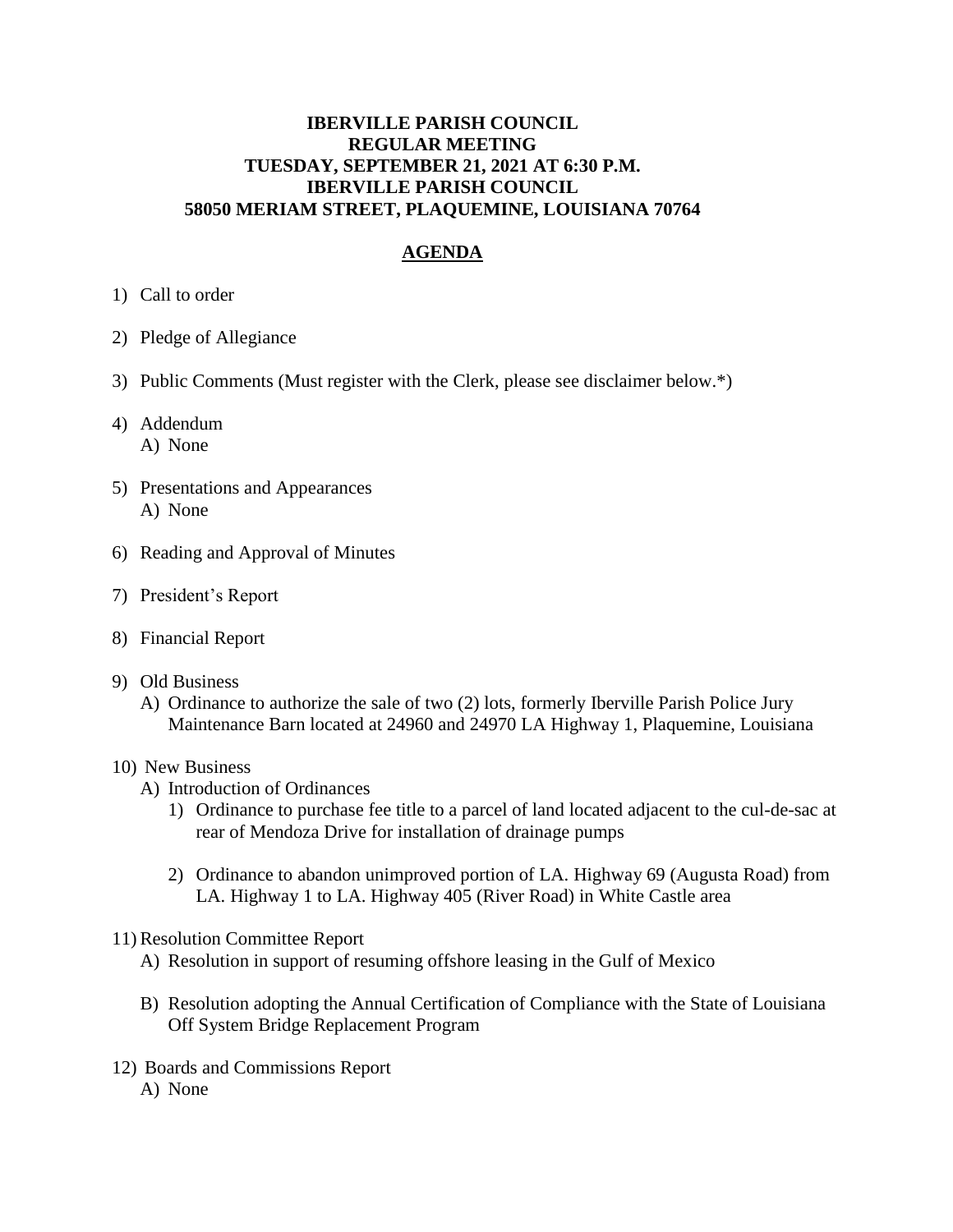**IBERVILLE PARISH COUNCIL**
**REGULAR MEETING**
**TUESDAY, SEPTEMBER 21, 2021 AT 6:30 P.M.**
**IBERVILLE PARISH COUNCIL**
**58050 MERIAM STREET, PLAQUEMINE, LOUISIANA 70764**

## AGENDA

1) Call to order

2) Pledge of Allegiance

3) Public Comments (Must register with the Clerk, please see disclaimer below.*)

4) Addendum
   A) None

5) Presentations and Appearances
   A) None

6) Reading and Approval of Minutes

7) President's Report

8) Financial Report

9) Old Business
   A) Ordinance to authorize the sale of two (2) lots, formerly Iberville Parish Police Jury Maintenance Barn located at 24960 and 24970 LA Highway 1, Plaquemine, Louisiana

10) New Business
   A) Introduction of Ordinances
      1) Ordinance to purchase fee title to a parcel of land located adjacent to the cul-de-sac at rear of Mendoza Drive for installation of drainage pumps

      2) Ordinance to abandon unimproved portion of LA. Highway 69 (Augusta Road) from LA. Highway 1 to LA. Highway 405 (River Road) in White Castle area

11) Resolution Committee Report
   A) Resolution in support of resuming offshore leasing in the Gulf of Mexico

   B) Resolution adopting the Annual Certification of Compliance with the State of Louisiana Off System Bridge Replacement Program

12) Boards and Commissions Report
   A) None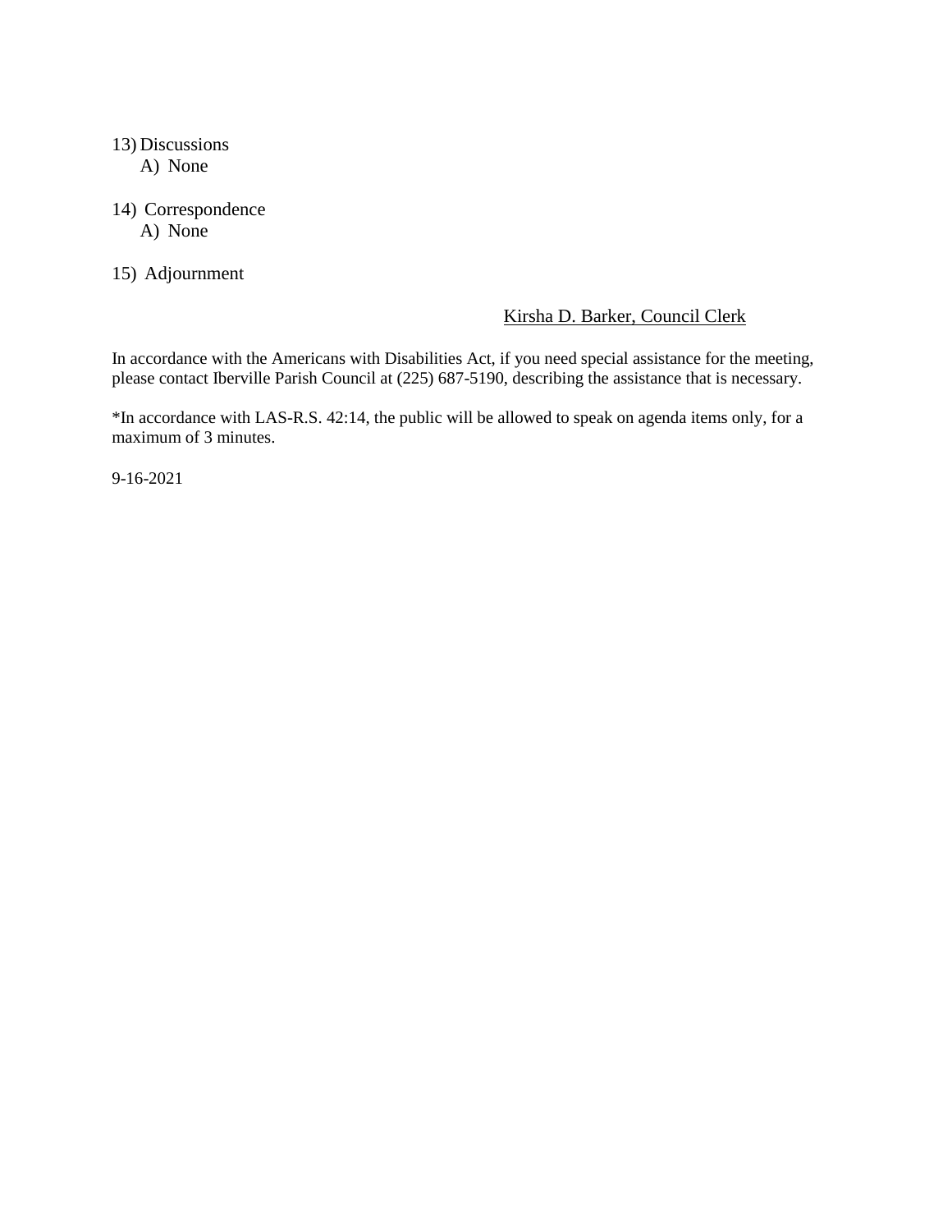13) Discussions
    A) None

14) Correspondence
    A) None

15) Adjournment

<u>Kirsha D. Barker, Council Clerk</u>

In accordance with the Americans with Disabilities Act, if you need special assistance for the meeting, please contact Iberville Parish Council at (225) 687-5190, describing the assistance that is necessary.

*In accordance with LAS-R.S. 42:14, the public will be allowed to speak on agenda items only, for a maximum of 3 minutes.

9-16-2021